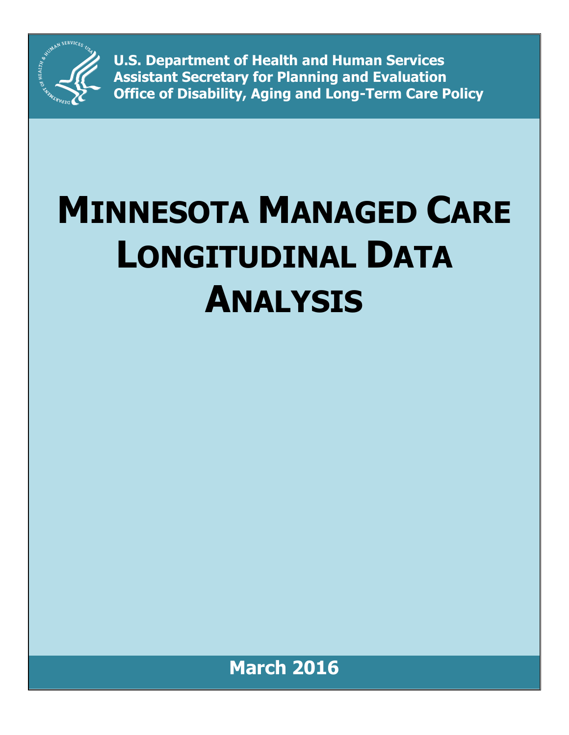**U.S. Department of Health and Human Services**
**Assistant Secretary for Planning and Evaluation**
**Office of Disability, Aging and Long-Term Care Policy**

# MINNESOTA MANAGED CARE LONGITUDINAL DATA ANALYSIS

**March 2016**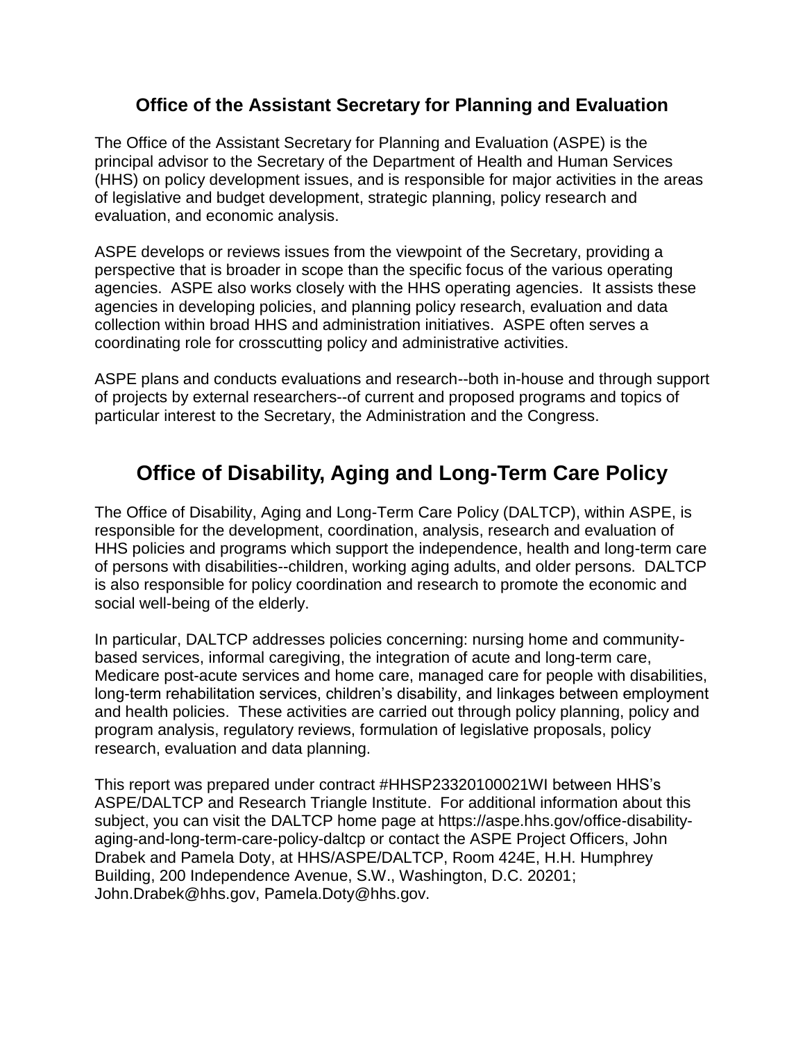## Office of the Assistant Secretary for Planning and Evaluation

The Office of the Assistant Secretary for Planning and Evaluation (ASPE) is the principal advisor to the Secretary of the Department of Health and Human Services (HHS) on policy development issues, and is responsible for major activities in the areas of legislative and budget development, strategic planning, policy research and evaluation, and economic analysis.

ASPE develops or reviews issues from the viewpoint of the Secretary, providing a perspective that is broader in scope than the specific focus of the various operating agencies. ASPE also works closely with the HHS operating agencies. It assists these agencies in developing policies, and planning policy research, evaluation and data collection within broad HHS and administration initiatives. ASPE often serves a coordinating role for crosscutting policy and administrative activities.

ASPE plans and conducts evaluations and research--both in-house and through support of projects by external researchers--of current and proposed programs and topics of particular interest to the Secretary, the Administration and the Congress.

# Office of Disability, Aging and Long-Term Care Policy

The Office of Disability, Aging and Long-Term Care Policy (DALTCP), within ASPE, is responsible for the development, coordination, analysis, research and evaluation of HHS policies and programs which support the independence, health and long-term care of persons with disabilities--children, working aging adults, and older persons. DALTCP is also responsible for policy coordination and research to promote the economic and social well-being of the elderly.

In particular, DALTCP addresses policies concerning: nursing home and community-based services, informal caregiving, the integration of acute and long-term care, Medicare post-acute services and home care, managed care for people with disabilities, long-term rehabilitation services, children's disability, and linkages between employment and health policies. These activities are carried out through policy planning, policy and program analysis, regulatory reviews, formulation of legislative proposals, policy research, evaluation and data planning.

This report was prepared under contract #HHSP23320100021WI between HHS's ASPE/DALTCP and Research Triangle Institute. For additional information about this subject, you can visit the DALTCP home page at https://aspe.hhs.gov/office-disability-aging-and-long-term-care-policy-daltcp or contact the ASPE Project Officers, John Drabek and Pamela Doty, at HHS/ASPE/DALTCP, Room 424E, H.H. Humphrey Building, 200 Independence Avenue, S.W., Washington, D.C. 20201; John.Drabek@hhs.gov, Pamela.Doty@hhs.gov.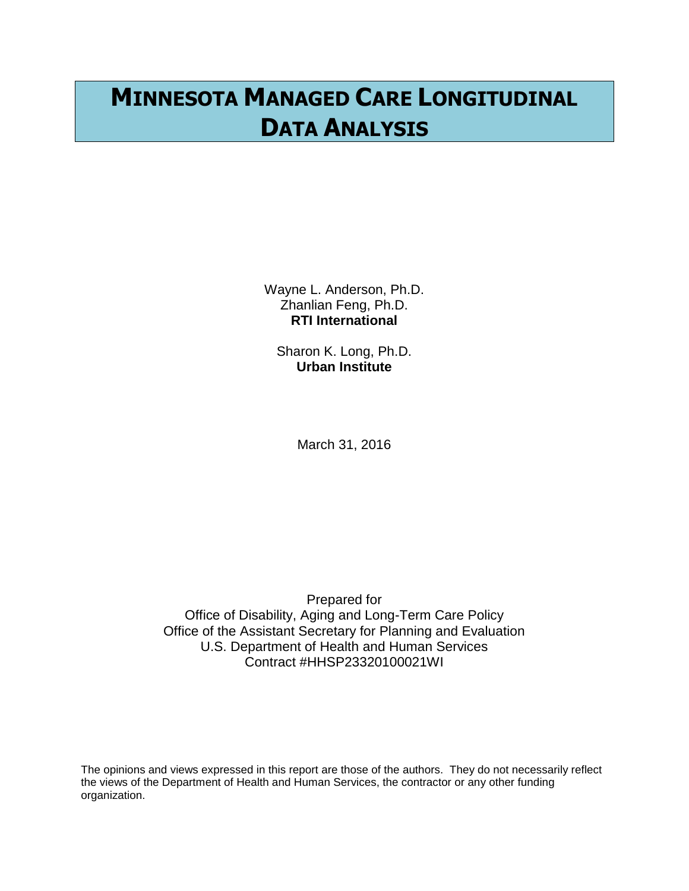# MINNESOTA MANAGED CARE LONGITUDINAL DATA ANALYSIS

Wayne L. Anderson, Ph.D.
Zhanlian Feng, Ph.D.
**RTI International**

Sharon K. Long, Ph.D.
**Urban Institute**

March 31, 2016

Prepared for
Office of Disability, Aging and Long-Term Care Policy
Office of the Assistant Secretary for Planning and Evaluation
U.S. Department of Health and Human Services
Contract #HHSP23320100021WI

The opinions and views expressed in this report are those of the authors. They do not necessarily reflect the views of the Department of Health and Human Services, the contractor or any other funding organization.